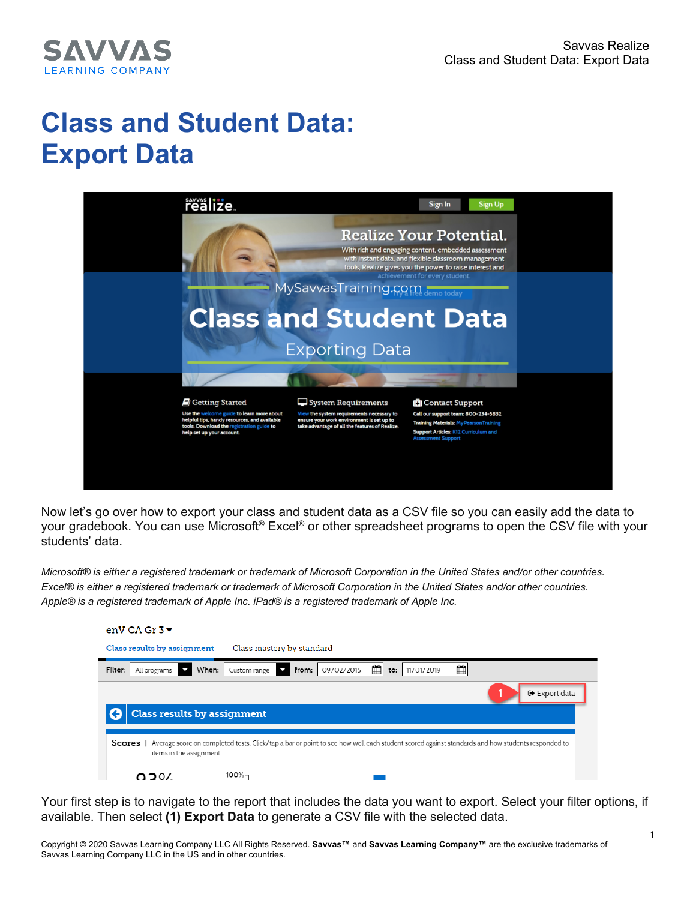# Class and Student Data: Export Data

Now let's go over how to export your class and student data as a CSV file so you can easily add the data to your gradebook. You can use Microsoft® Excel® or other spreadsheet programs to open the CSV file with your students' data.

*Microsoft® is either a registered trademark or trademark of Microsoft Corporation in the United States and/or other countries. Excel® is either a registered trademark or trademark of Microsoft Corporation in the United States and/or other countries. Apple® is a registered trademark of Apple Inc. iPad® is a registered trademark of Apple Inc.*

Your first step is to navigate to the report that includes the data you want to export. Select your filter options, if available. Then select **(1) Export Data** to generate a CSV file with the selected data.

Copyright © 2020 Savvas Learning Company LLC All Rights Reserved. **Savvas™** and **Savvas Learning Company™** are the exclusive trademarks of Savvas Learning Company LLC in the US and in other countries.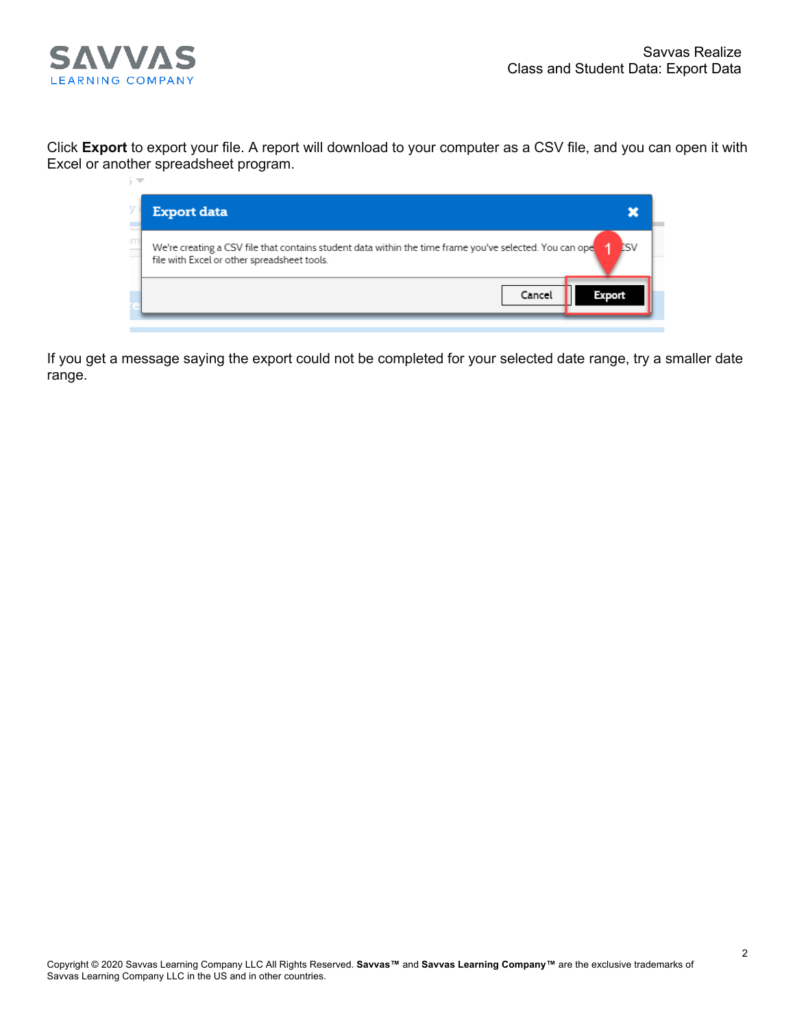Click **Export** to export your file. A report will download to your computer as a CSV file, and you can open it with Excel or another spreadsheet program.

If you get a message saying the export could not be completed for your selected date range, try a smaller date range.